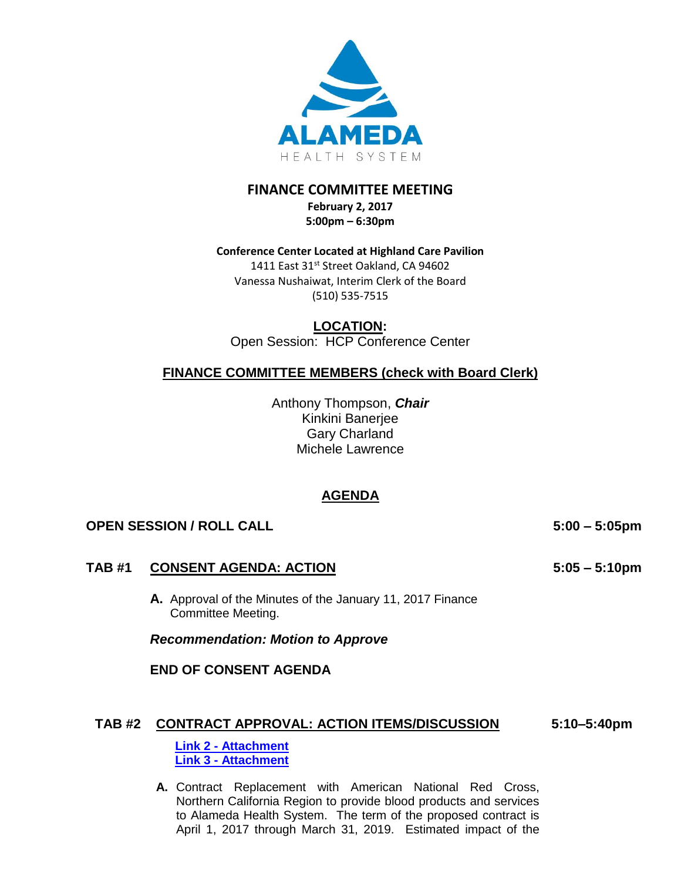ALAMEDA

HEALTH SYSTEM

# FINANCE COMMITTEE MEETING

**February 2, 2017**
**5:00pm – 6:30pm**

**Conference Center Located at Highland Care Pavilion**
1411 East 31st Street Oakland, CA 94602
Vanessa Nushaiwat, Interim Clerk of the Board
(510) 535-7515

**LOCATION:**
Open Session: HCP Conference Center

**FINANCE COMMITTEE MEMBERS (check with Board Clerk)**

Anthony Thompson, ***Chair***
Kinkini Banerjee
Gary Charland
Michele Lawrence

## AGENDA

**OPEN SESSION / ROLL CALL** **5:00 – 5:05pm**

**TAB #1 CONSENT AGENDA: ACTION** **5:05 – 5:10pm**

**A.** Approval of the Minutes of the January 11, 2017 Finance Committee Meeting.

***Recommendation: Motion to Approve***

**END OF CONSENT AGENDA**

**TAB #2 CONTRACT APPROVAL: ACTION ITEMS/DISCUSSION** **5:10–5:40pm**

**Link 2 - Attachment**
**Link 3 - Attachment**

**A.** Contract Replacement with American National Red Cross, Northern California Region to provide blood products and services to Alameda Health System. The term of the proposed contract is April 1, 2017 through March 31, 2019. Estimated impact of the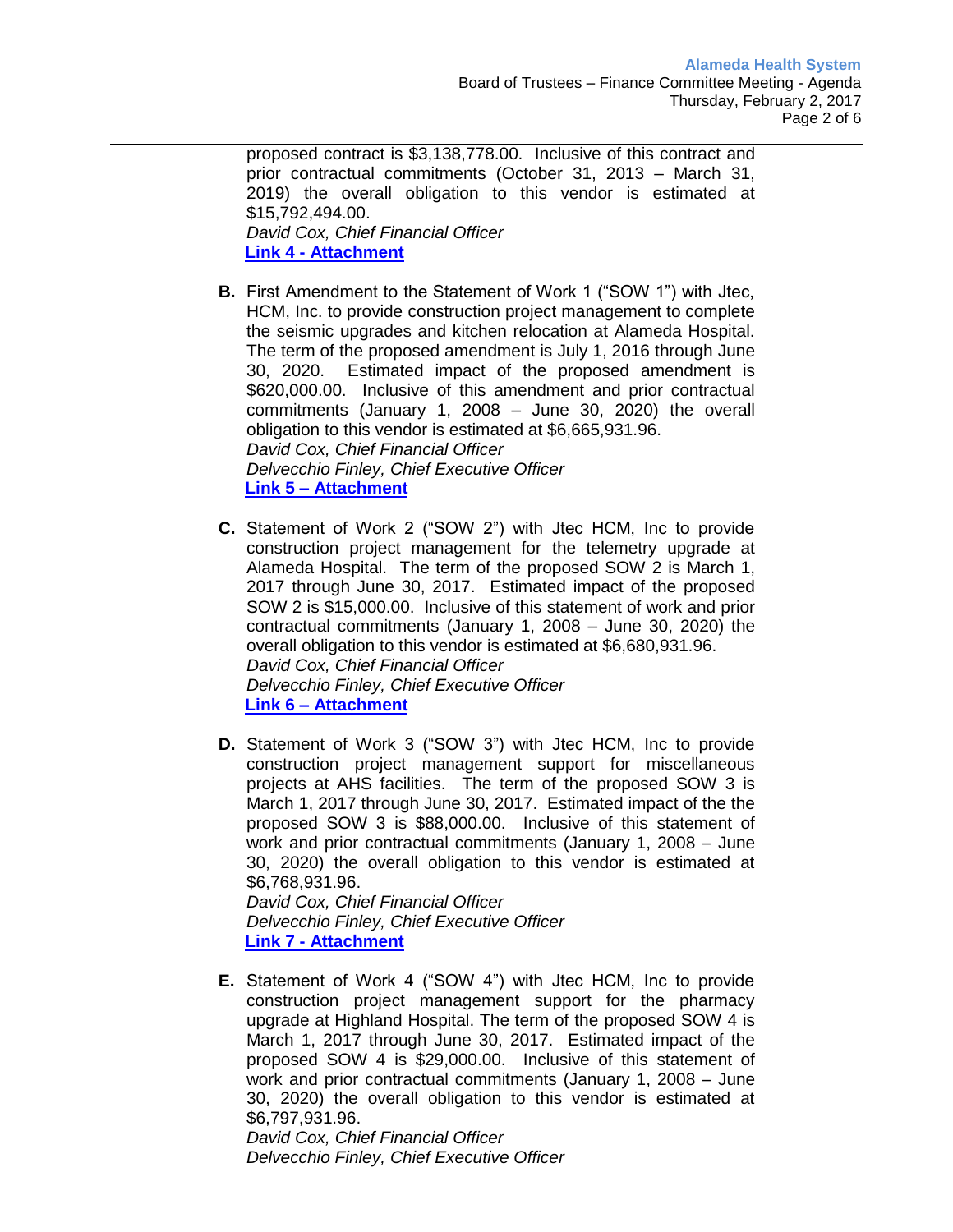proposed contract is $3,138,778.00. Inclusive of this contract and prior contractual commitments (October 31, 2013 – March 31, 2019) the overall obligation to this vendor is estimated at $15,792,494.00.
*David Cox, Chief Financial Officer*
**Link 4 - Attachment**

**B.** First Amendment to the Statement of Work 1 ("SOW 1") with Jtec, HCM, Inc. to provide construction project management to complete the seismic upgrades and kitchen relocation at Alameda Hospital. The term of the proposed amendment is July 1, 2016 through June 30, 2020. Estimated impact of the proposed amendment is $620,000.00. Inclusive of this amendment and prior contractual commitments (January 1, 2008 – June 30, 2020) the overall obligation to this vendor is estimated at $6,665,931.96.
*David Cox, Chief Financial Officer*
*Delvecchio Finley, Chief Executive Officer*
**Link 5 – Attachment**

**C.** Statement of Work 2 ("SOW 2") with Jtec HCM, Inc to provide construction project management for the telemetry upgrade at Alameda Hospital. The term of the proposed SOW 2 is March 1, 2017 through June 30, 2017. Estimated impact of the proposed SOW 2 is $15,000.00. Inclusive of this statement of work and prior contractual commitments (January 1, 2008 – June 30, 2020) the overall obligation to this vendor is estimated at $6,680,931.96.
*David Cox, Chief Financial Officer*
*Delvecchio Finley, Chief Executive Officer*
**Link 6 – Attachment**

**D.** Statement of Work 3 ("SOW 3") with Jtec HCM, Inc to provide construction project management support for miscellaneous projects at AHS facilities. The term of the proposed SOW 3 is March 1, 2017 through June 30, 2017. Estimated impact of the the proposed SOW 3 is $88,000.00. Inclusive of this statement of work and prior contractual commitments (January 1, 2008 – June 30, 2020) the overall obligation to this vendor is estimated at $6,768,931.96.
*David Cox, Chief Financial Officer*
*Delvecchio Finley, Chief Executive Officer*
**Link 7 - Attachment**

**E.** Statement of Work 4 ("SOW 4") with Jtec HCM, Inc to provide construction project management support for the pharmacy upgrade at Highland Hospital. The term of the proposed SOW 4 is March 1, 2017 through June 30, 2017. Estimated impact of the proposed SOW 4 is $29,000.00. Inclusive of this statement of work and prior contractual commitments (January 1, 2008 – June 30, 2020) the overall obligation to this vendor is estimated at $6,797,931.96.
*David Cox, Chief Financial Officer*
*Delvecchio Finley, Chief Executive Officer*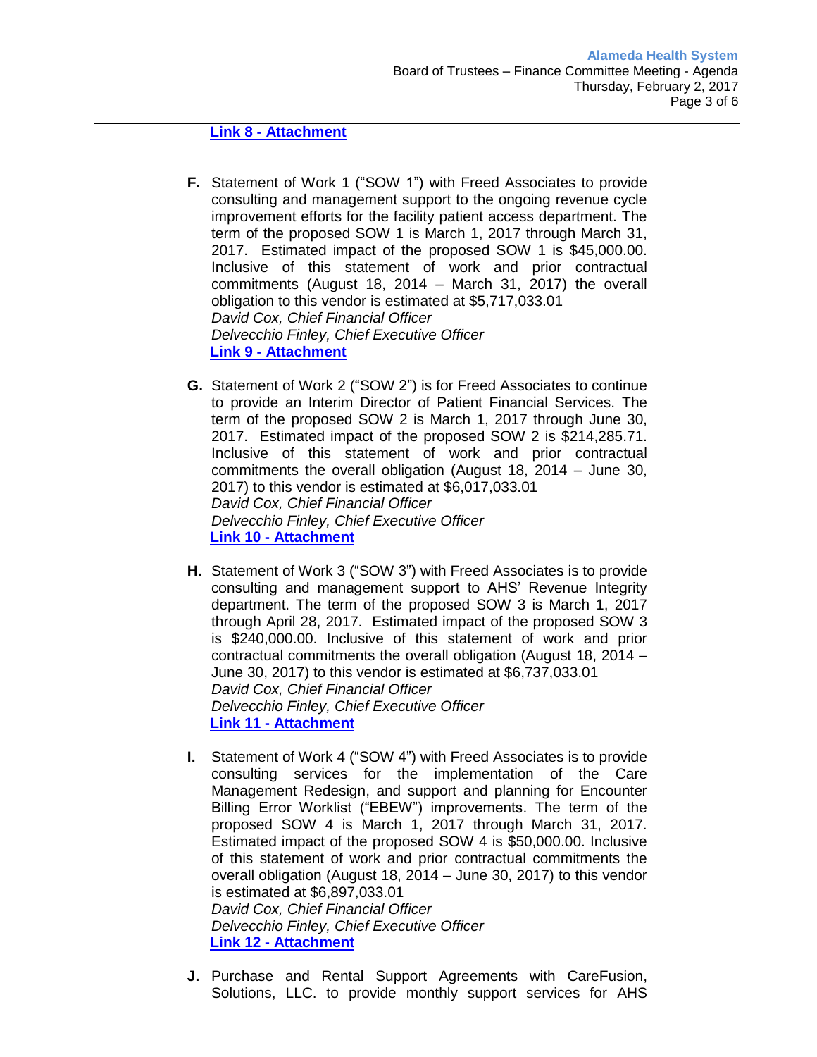**Link 8 - Attachment**

**F.** Statement of Work 1 ("SOW 1") with Freed Associates to provide consulting and management support to the ongoing revenue cycle improvement efforts for the facility patient access department. The term of the proposed SOW 1 is March 1, 2017 through March 31, 2017. Estimated impact of the proposed SOW 1 is $45,000.00. Inclusive of this statement of work and prior contractual commitments (August 18, 2014 – March 31, 2017) the overall obligation to this vendor is estimated at $5,717,033.01
*David Cox, Chief Financial Officer*
*Delvecchio Finley, Chief Executive Officer*
**Link 9 - Attachment**

**G.** Statement of Work 2 ("SOW 2") is for Freed Associates to continue to provide an Interim Director of Patient Financial Services. The term of the proposed SOW 2 is March 1, 2017 through June 30, 2017. Estimated impact of the proposed SOW 2 is $214,285.71. Inclusive of this statement of work and prior contractual commitments the overall obligation (August 18, 2014 – June 30, 2017) to this vendor is estimated at $6,017,033.01
*David Cox, Chief Financial Officer*
*Delvecchio Finley, Chief Executive Officer*
**Link 10 - Attachment**

**H.** Statement of Work 3 ("SOW 3") with Freed Associates is to provide consulting and management support to AHS' Revenue Integrity department. The term of the proposed SOW 3 is March 1, 2017 through April 28, 2017. Estimated impact of the proposed SOW 3 is $240,000.00. Inclusive of this statement of work and prior contractual commitments the overall obligation (August 18, 2014 – June 30, 2017) to this vendor is estimated at $6,737,033.01
*David Cox, Chief Financial Officer*
*Delvecchio Finley, Chief Executive Officer*
**Link 11 - Attachment**

**I.** Statement of Work 4 ("SOW 4") with Freed Associates is to provide consulting services for the implementation of the Care Management Redesign, and support and planning for Encounter Billing Error Worklist ("EBEW") improvements. The term of the proposed SOW 4 is March 1, 2017 through March 31, 2017. Estimated impact of the proposed SOW 4 is $50,000.00. Inclusive of this statement of work and prior contractual commitments the overall obligation (August 18, 2014 – June 30, 2017) to this vendor is estimated at $6,897,033.01
*David Cox, Chief Financial Officer*
*Delvecchio Finley, Chief Executive Officer*
**Link 12 - Attachment**

**J.** Purchase and Rental Support Agreements with CareFusion, Solutions, LLC. to provide monthly support services for AHS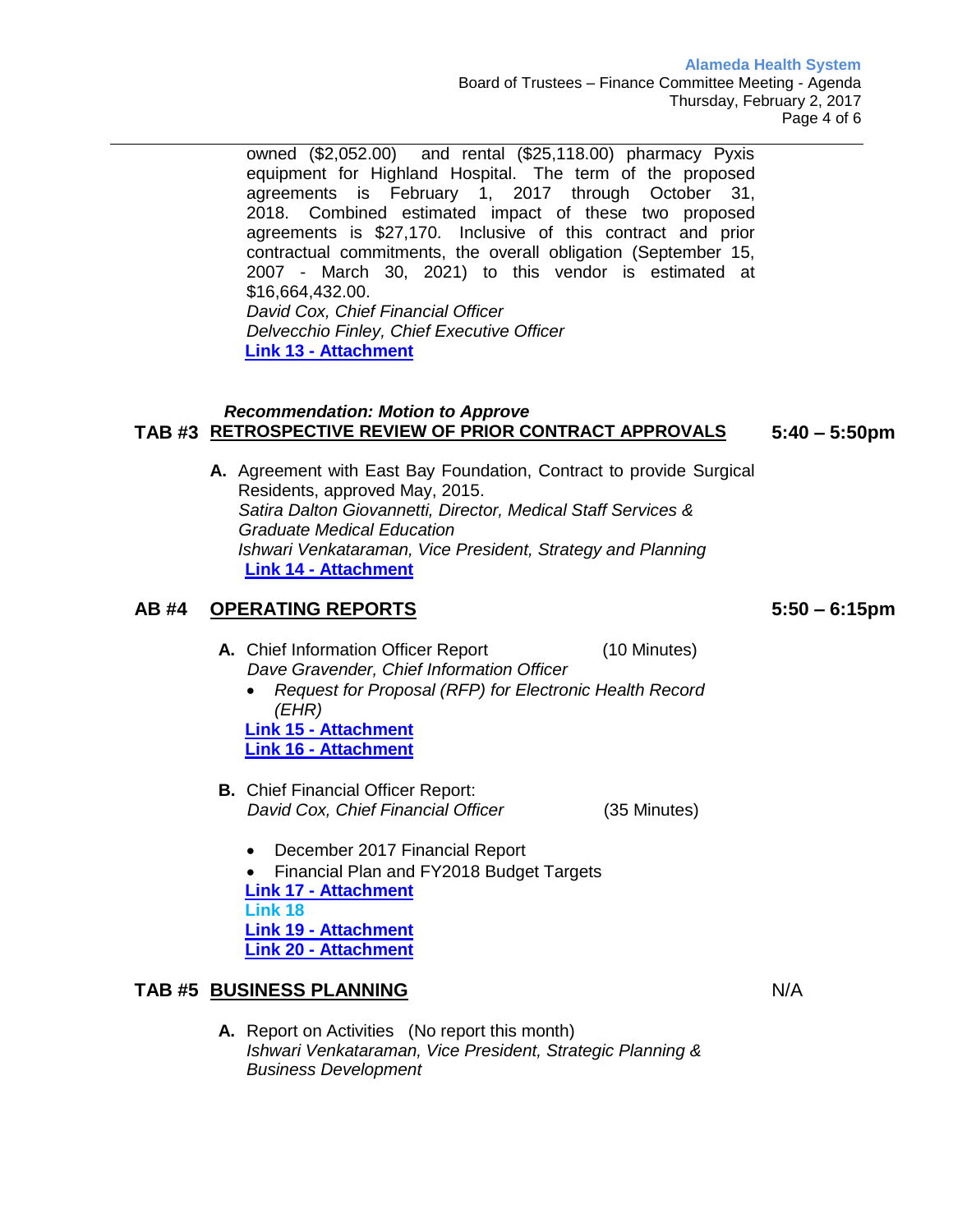owned ($2,052.00) and rental ($25,118.00) pharmacy Pyxis equipment for Highland Hospital. The term of the proposed agreements is February 1, 2017 through October 31, 2018. Combined estimated impact of these two proposed agreements is $27,170. Inclusive of this contract and prior contractual commitments, the overall obligation (September 15, 2007 - March 30, 2021) to this vendor is estimated at $16,664,432.00.
*David Cox, Chief Financial Officer*
*Delvecchio Finley, Chief Executive Officer*
**Link 13 - Attachment**

***Recommendation: Motion to Approve***

## TAB #3 RETROSPECTIVE REVIEW OF PRIOR CONTRACT APPROVALS — 5:40 – 5:50pm

**A.** Agreement with East Bay Foundation, Contract to provide Surgical Residents, approved May, 2015.
*Satira Dalton Giovannetti, Director, Medical Staff Services & Graduate Medical Education*
*Ishwari Venkataraman, Vice President, Strategy and Planning*
**Link 14 - Attachment**

## AB #4 OPERATING REPORTS — 5:50 – 6:15pm

**A.** Chief Information Officer Report (10 Minutes)
*Dave Gravender, Chief Information Officer*

- *Request for Proposal (RFP) for Electronic Health Record (EHR)*

**Link 15 - Attachment**
**Link 16 - Attachment**

**B.** Chief Financial Officer Report:
*David Cox, Chief Financial Officer* (35 Minutes)

- December 2017 Financial Report
- Financial Plan and FY2018 Budget Targets

**Link 17 - Attachment**
**Link 18**
**Link 19 - Attachment**
**Link 20 - Attachment**

## TAB #5 BUSINESS PLANNING — N/A

**A.** Report on Activities (No report this month)
*Ishwari Venkataraman, Vice President, Strategic Planning & Business Development*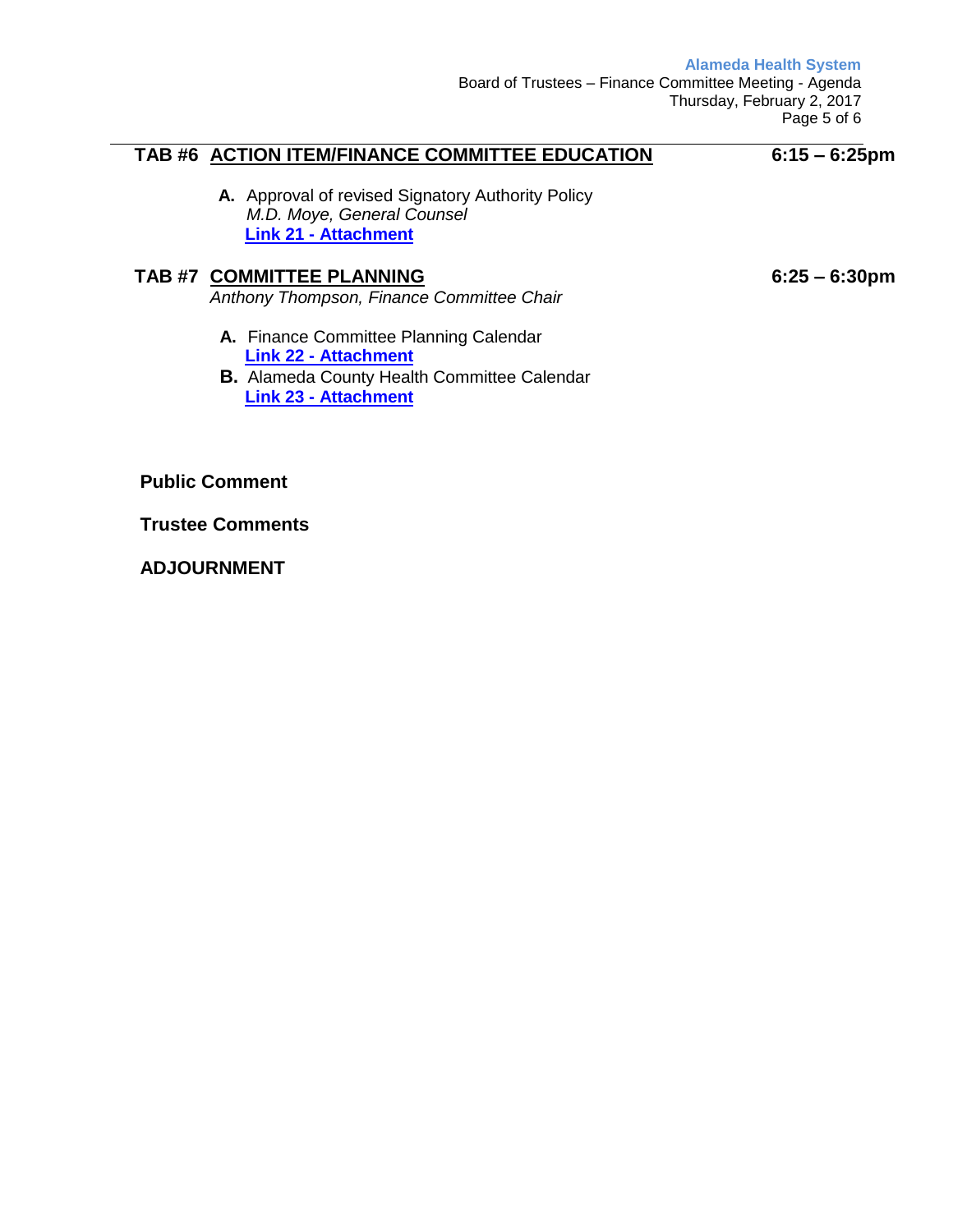## TAB #6 ACTION ITEM/FINANCE COMMITTEE EDUCATION — 6:15 – 6:25pm

**A.** Approval of revised Signatory Authority Policy
*M.D. Moye, General Counsel*
**Link 21 - Attachment**

## TAB #7 COMMITTEE PLANNING — 6:25 – 6:30pm

*Anthony Thompson, Finance Committee Chair*

**A.** Finance Committee Planning Calendar
**Link 22 - Attachment**

**B.** Alameda County Health Committee Calendar
**Link 23 - Attachment**

**Public Comment**

**Trustee Comments**

**ADJOURNMENT**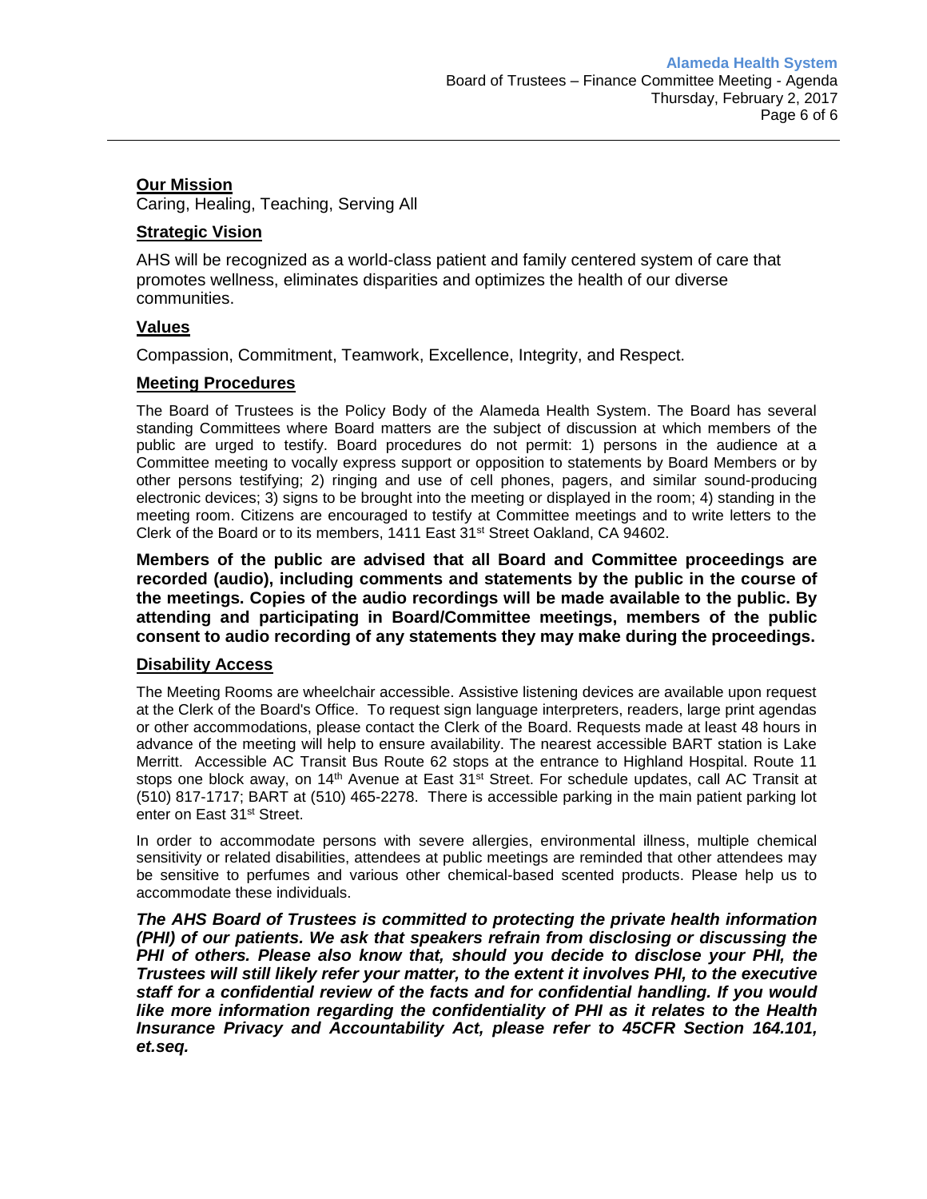## Our Mission

Caring, Healing, Teaching, Serving All

## Strategic Vision

AHS will be recognized as a world-class patient and family centered system of care that promotes wellness, eliminates disparities and optimizes the health of our diverse communities.

## Values

Compassion, Commitment, Teamwork, Excellence, Integrity, and Respect.

## Meeting Procedures

The Board of Trustees is the Policy Body of the Alameda Health System. The Board has several standing Committees where Board matters are the subject of discussion at which members of the public are urged to testify. Board procedures do not permit: 1) persons in the audience at a Committee meeting to vocally express support or opposition to statements by Board Members or by other persons testifying; 2) ringing and use of cell phones, pagers, and similar sound-producing electronic devices; 3) signs to be brought into the meeting or displayed in the room; 4) standing in the meeting room. Citizens are encouraged to testify at Committee meetings and to write letters to the Clerk of the Board or to its members, 1411 East 31st Street Oakland, CA 94602.

**Members of the public are advised that all Board and Committee proceedings are recorded (audio), including comments and statements by the public in the course of the meetings. Copies of the audio recordings will be made available to the public. By attending and participating in Board/Committee meetings, members of the public consent to audio recording of any statements they may make during the proceedings.**

## Disability Access

The Meeting Rooms are wheelchair accessible. Assistive listening devices are available upon request at the Clerk of the Board's Office. To request sign language interpreters, readers, large print agendas or other accommodations, please contact the Clerk of the Board. Requests made at least 48 hours in advance of the meeting will help to ensure availability. The nearest accessible BART station is Lake Merritt. Accessible AC Transit Bus Route 62 stops at the entrance to Highland Hospital. Route 11 stops one block away, on 14th Avenue at East 31st Street. For schedule updates, call AC Transit at (510) 817-1717; BART at (510) 465-2278. There is accessible parking in the main patient parking lot enter on East 31st Street.

In order to accommodate persons with severe allergies, environmental illness, multiple chemical sensitivity or related disabilities, attendees at public meetings are reminded that other attendees may be sensitive to perfumes and various other chemical-based scented products. Please help us to accommodate these individuals.

***The AHS Board of Trustees is committed to protecting the private health information (PHI) of our patients. We ask that speakers refrain from disclosing or discussing the PHI of others. Please also know that, should you decide to disclose your PHI, the Trustees will still likely refer your matter, to the extent it involves PHI, to the executive staff for a confidential review of the facts and for confidential handling. If you would like more information regarding the confidentiality of PHI as it relates to the Health Insurance Privacy and Accountability Act, please refer to 45CFR Section 164.101, et.seq.***